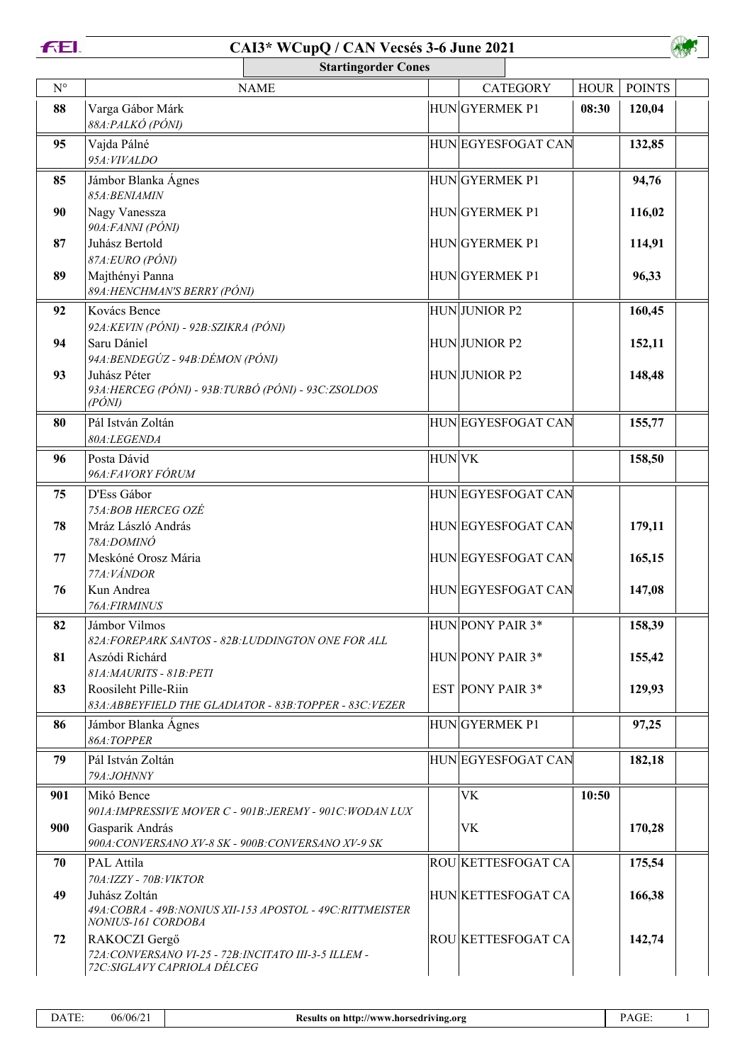# CAI3* WCupQ / CAN Vecsés 3-6 June 2021

## Startingorder Cones

| N° | NAME | | CATEGORY | HOUR | POINTS | |
|---|---|---|---|---|---|---|
| 88 | Varga Gábor Márk<br>*88A:PALKÓ (PÓNI)* | HUN | GYERMEK P1 | 08:30 | 120,04 | |
| 95 | Vajda Pálné<br>*95A:VIVALDO* | HUN | EGYESFOGAT CAN | | 132,85 | |
| 85 | Jámbor Blanka Ágnes<br>*85A:BENIAMIN* | HUN | GYERMEK P1 | | 94,76 | |
| 90 | Nagy Vanessza<br>*90A:FANNI (PÓNI)* | HUN | GYERMEK P1 | | 116,02 | |
| 87 | Juhász Bertold<br>*87A:EURO (PÓNI)* | HUN | GYERMEK P1 | | 114,91 | |
| 89 | Majthényi Panna<br>*89A:HENCHMAN'S BERRY (PÓNI)* | HUN | GYERMEK P1 | | 96,33 | |
| 92 | Kovács Bence<br>*92A:KEVIN (PÓNI) - 92B:SZIKRA (PÓNI)* | HUN | JUNIOR P2 | | 160,45 | |
| 94 | Saru Dániel<br>*94A:BENDEGÚZ - 94B:DÉMON (PÓNI)* | HUN | JUNIOR P2 | | 152,11 | |
| 93 | Juhász Péter<br>*93A:HERCEG (PÓNI) - 93B:TURBÓ (PÓNI) - 93C:ZSOLDOS (PÓNI)* | HUN | JUNIOR P2 | | 148,48 | |
| 80 | Pál István Zoltán<br>*80A:LEGENDA* | HUN | EGYESFOGAT CAN | | 155,77 | |
| 96 | Posta Dávid<br>*96A:FAVORY FÓRUM* | HUN | VK | | 158,50 | |
| 75 | D'Ess Gábor<br>*75A:BOB HERCEG OZÉ* | HUN | EGYESFOGAT CAN | | | |
| 78 | Mráz László András<br>*78A:DOMINÓ* | HUN | EGYESFOGAT CAN | | 179,11 | |
| 77 | Meskóné Orosz Mária<br>*77A:VÁNDOR* | HUN | EGYESFOGAT CAN | | 165,15 | |
| 76 | Kun Andrea<br>*76A:FIRMINUS* | HUN | EGYESFOGAT CAN | | 147,08 | |
| 82 | Jámbor Vilmos<br>*82A:FOREPARK SANTOS - 82B:LUDDINGTON ONE FOR ALL* | HUN | PONY PAIR 3* | | 158,39 | |
| 81 | Aszódi Richárd<br>*81A:MAURITS - 81B:PETI* | HUN | PONY PAIR 3* | | 155,42 | |
| 83 | Roosileht Pille-Riin<br>*83A:ABBEYFIELD THE GLADIATOR - 83B:TOPPER - 83C:VEZER* | EST | PONY PAIR 3* | | 129,93 | |
| 86 | Jámbor Blanka Ágnes<br>*86A:TOPPER* | HUN | GYERMEK P1 | | 97,25 | |
| 79 | Pál István Zoltán<br>*79A:JOHNNY* | HUN | EGYESFOGAT CAN | | 182,18 | |
| 901 | Mikó Bence<br>*901A:IMPRESSIVE MOVER C - 901B:JEREMY - 901C:WODAN LUX* | | VK | 10:50 | | |
| 900 | Gasparik András<br>*900A:CONVERSANO XV-8 SK - 900B:CONVERSANO XV-9 SK* | | VK | | 170,28 | |
| 70 | PAL Attila<br>*70A:IZZY - 70B:VIKTOR* | ROU | KETTESFOGAT CA | | 175,54 | |
| 49 | Juhász Zoltán<br>*49A:COBRA - 49B:NONIUS XII-153 APOSTOL - 49C:RITTMEISTER NONIUS-161 CORDOBA* | HUN | KETTESFOGAT CA | | 166,38 | |
| 72 | RAKOCZI Gergő<br>*72A:CONVERSANO VI-25 - 72B:INCITATO III-3-5 ILLEM - 72C:SIGLAVY CAPRIOLA DÉLCEG* | ROU | KETTESFOGAT CA | | 142,74 | |

DATE: 06/06/21 | Results on http://www.horsedriving.org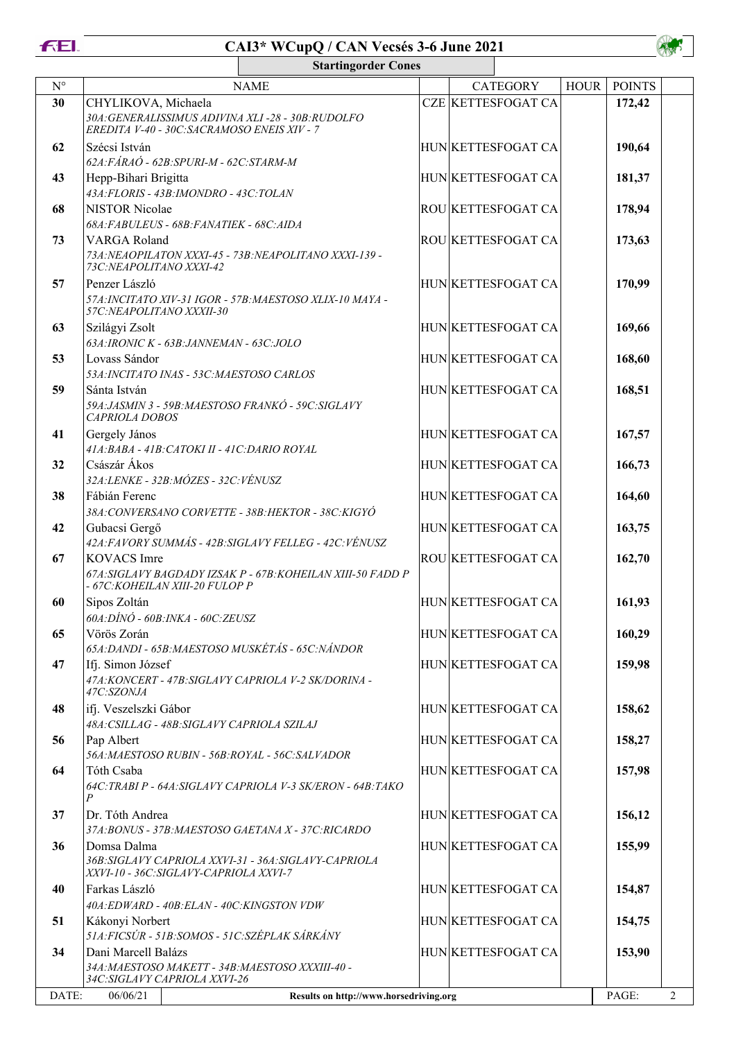# CAI3* WCupQ / CAN Vecsés 3-6 June 2021

## Startingorder Cones

| N° | NAME | | CATEGORY | HOUR | POINTS |
|---|---|---|---|---|---|
| 30 | CHYLIKOVA, Michaela<br>*30A:GENERALISSIMUS ADIVINA XLI -28 - 30B:RUDOLFO EREDITA V-40 - 30C:SACRAMOSO ENEIS XIV - 7* | CZE | KETTESFOGAT CA | | 172,42 |
| 62 | Szécsi István<br>*62A:FÁRAÓ - 62B:SPURI-M - 62C:STARM-M* | HUN | KETTESFOGAT CA | | 190,64 |
| 43 | Hepp-Bihari Brigitta<br>*43A:FLORIS - 43B:IMONDRO - 43C:TOLAN* | HUN | KETTESFOGAT CA | | 181,37 |
| 68 | NISTOR Nicolae<br>*68A:FABULEUS - 68B:FANATIEK - 68C:AIDA* | ROU | KETTESFOGAT CA | | 178,94 |
| 73 | VARGA Roland<br>*73A:NEAPOILATON XXXI-45 - 73B:NEAPOLITANO XXXI-139 - 73C:NEAPOLITANO XXXI-42* | ROU | KETTESFOGAT CA | | 173,63 |
| 57 | Penzer László<br>*57A:INCITATO XIV-31 IGOR - 57B:MAESTOSO XLIX-10 MAYA - 57C:NEAPOLITANO XXXII-30* | HUN | KETTESFOGAT CA | | 170,99 |
| 63 | Szilágyi Zsolt<br>*63A:IRONIC K - 63B:JANNEMAN - 63C:JOLO* | HUN | KETTESFOGAT CA | | 169,66 |
| 53 | Lovass Sándor<br>*53A:INCITATO INAS - 53C:MAESTOSO CARLOS* | HUN | KETTESFOGAT CA | | 168,60 |
| 59 | Sánta István<br>*59A:JASMIN 3 - 59B:MAESTOSO FRANKÓ - 59C:SIGLAVY CAPRIOLA DOBOS* | HUN | KETTESFOGAT CA | | 168,51 |
| 41 | Gergely János<br>*41A:BABA - 41B:CATOKI II - 41C:DARIO ROYAL* | HUN | KETTESFOGAT CA | | 167,57 |
| 32 | Császár Ákos<br>*32A:LENKE - 32B:MÓZES - 32C:VÉNUSZ* | HUN | KETTESFOGAT CA | | 166,73 |
| 38 | Fábián Ferenc<br>*38A:CONVERSANO CORVETTE - 38B:HEKTOR - 38C:KIGYÓ* | HUN | KETTESFOGAT CA | | 164,60 |
| 42 | Gubacsi Gergő<br>*42A:FAVORY SUMMÁS - 42B:SIGLAVY FELLEG - 42C:VÉNUSZ* | HUN | KETTESFOGAT CA | | 163,75 |
| 67 | KOVACS Imre<br>*67A:SIGLAVY BAGDADY IZSAK P - 67B:KOHEILAN XIII-50 FADD P - 67C:KOHEILAN XIII-20 FULOP P* | ROU | KETTESFOGAT CA | | 162,70 |
| 60 | Sipos Zoltán<br>*60A:DÍNÓ - 60B:INKA - 60C:ZEUSZ* | HUN | KETTESFOGAT CA | | 161,93 |
| 65 | Vörös Zorán<br>*65A:DANDI - 65B:MAESTOSO MUSKÉTÁS - 65C:NÁNDOR* | HUN | KETTESFOGAT CA | | 160,29 |
| 47 | Ifj. Simon József<br>*47A:KONCERT - 47B:SIGLAVY CAPRIOLA V-2 SK/DORINA - 47C:SZONJA* | HUN | KETTESFOGAT CA | | 159,98 |
| 48 | ifj. Veszelszki Gábor<br>*48A:CSILLAG - 48B:SIGLAVY CAPRIOLA SZILAJ* | HUN | KETTESFOGAT CA | | 158,62 |
| 56 | Pap Albert<br>*56A:MAESTOSO RUBIN - 56B:ROYAL - 56C:SALVADOR* | HUN | KETTESFOGAT CA | | 158,27 |
| 64 | Tóth Csaba<br>*64C:TRABI P - 64A:SIGLAVY CAPRIOLA V-3 SK/ERON - 64B:TAKO P* | HUN | KETTESFOGAT CA | | 157,98 |
| 37 | Dr. Tóth Andrea<br>*37A:BONUS - 37B:MAESTOSO GAETANA X - 37C:RICARDO* | HUN | KETTESFOGAT CA | | 156,12 |
| 36 | Domsa Dalma<br>*36B:SIGLAVY CAPRIOLA XXVI-31 - 36A:SIGLAVY-CAPRIOLA XXVI-10 - 36C:SIGLAVY-CAPRIOLA XXVI-7* | HUN | KETTESFOGAT CA | | 155,99 |
| 40 | Farkas László<br>*40A:EDWARD - 40B:ELAN - 40C:KINGSTON VDW* | HUN | KETTESFOGAT CA | | 154,87 |
| 51 | Kákonyi Norbert<br>*51A:FICSÚR - 51B:SOMOS - 51C:SZÉPLAK SÁRKÁNY* | HUN | KETTESFOGAT CA | | 154,75 |
| 34 | Dani Marcell Balázs<br>*34A:MAESTOSO MAKETT - 34B:MAESTOSO XXXIII-40 - 34C:SIGLAVY CAPRIOLA XXVI-26* | HUN | KETTESFOGAT CA | | 153,90 |

DATE: 06/06/21 — Results on http://www.horsedriving.org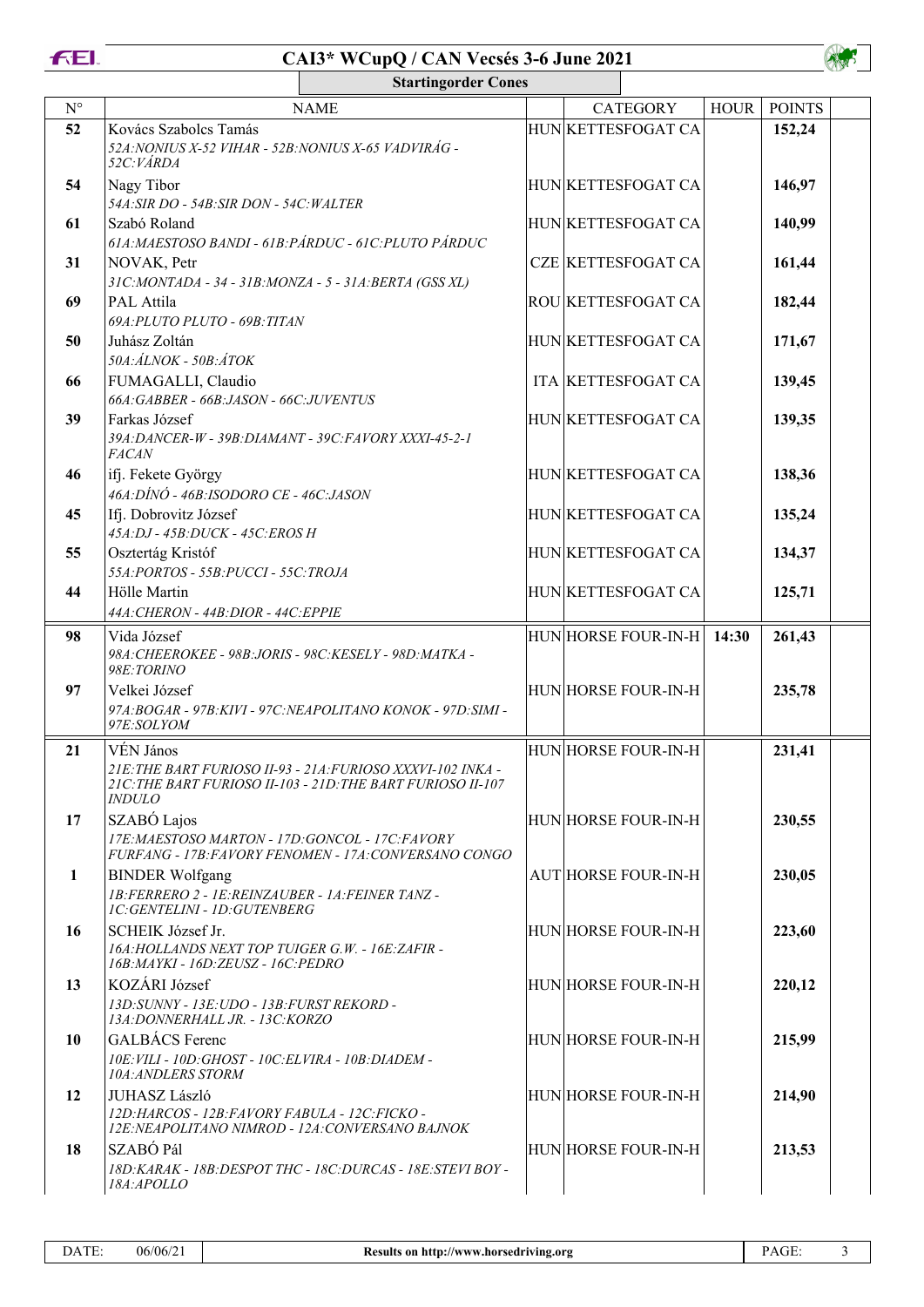# CAI3* WCupQ / CAN Vecsés 3-6 June 2021

**Startingorder Cones**

| N° | NAME | | CATEGORY | HOUR | POINTS | |
|---|---|---|---|---|---|---|
| 52 | Kovács Szabolcs Tamás<br>*52A:NONIUS X-52 VIHAR - 52B:NONIUS X-65 VADVIRÁG - 52C:VÁRDA* | HUN | KETTESFOGAT CA | | 152,24 | |
| 54 | Nagy Tibor<br>*54A:SIR DO - 54B:SIR DON - 54C:WALTER* | HUN | KETTESFOGAT CA | | 146,97 | |
| 61 | Szabó Roland<br>*61A:MAESTOSO BANDI - 61B:PÁRDUC - 61C:PLUTO PÁRDUC* | HUN | KETTESFOGAT CA | | 140,99 | |
| 31 | NOVAK, Petr<br>*31C:MONTADA - 34 - 31B:MONZA - 5 - 31A:BERTA (GSS XL)* | CZE | KETTESFOGAT CA | | 161,44 | |
| 69 | PAL Attila<br>*69A:PLUTO PLUTO - 69B:TITAN* | ROU | KETTESFOGAT CA | | 182,44 | |
| 50 | Juhász Zoltán<br>*50A:ÁLNOK - 50B:ÁTOK* | HUN | KETTESFOGAT CA | | 171,67 | |
| 66 | FUMAGALLI, Claudio<br>*66A:GABBER - 66B:JASON - 66C:JUVENTUS* | ITA | KETTESFOGAT CA | | 139,45 | |
| 39 | Farkas József<br>*39A:DANCER-W - 39B:DIAMANT - 39C:FAVORY XXXI-45-2-1 FACAN* | HUN | KETTESFOGAT CA | | 139,35 | |
| 46 | ifj. Fekete György<br>*46A:DÍNÓ - 46B:ISODORO CE - 46C:JASON* | HUN | KETTESFOGAT CA | | 138,36 | |
| 45 | Ifj. Dobrovitz József<br>*45A:DJ - 45B:DUCK - 45C:EROS H* | HUN | KETTESFOGAT CA | | 135,24 | |
| 55 | Osztertág Kristóf<br>*55A:PORTOS - 55B:PUCCI - 55C:TROJA* | HUN | KETTESFOGAT CA | | 134,37 | |
| 44 | Hölle Martin<br>*44A:CHERON - 44B:DIOR - 44C:EPPIE* | HUN | KETTESFOGAT CA | | 125,71 | |
| 98 | Vida József<br>*98A:CHEEROKEE - 98B:JORIS - 98C:KESELY - 98D:MATKA - 98E:TORINO* | HUN | HORSE FOUR-IN-H | 14:30 | 261,43 | |
| 97 | Velkei József<br>*97A:BOGAR - 97B:KIVI - 97C:NEAPOLITANO KONOK - 97D:SIMI - 97E:SOLYOM* | HUN | HORSE FOUR-IN-H | | 235,78 | |
| 21 | VÉN János<br>*21E:THE BART FURIOSO II-93 - 21A:FURIOSO XXXVI-102 INKA - 21C:THE BART FURIOSO II-103 - 21D:THE BART FURIOSO II-107 INDULO* | HUN | HORSE FOUR-IN-H | | 231,41 | |
| 17 | SZABÓ Lajos<br>*17E:MAESTOSO MARTON - 17D:GONCOL - 17C:FAVORY FURFANG - 17B:FAVORY FENOMEN - 17A:CONVERSANO CONGO* | HUN | HORSE FOUR-IN-H | | 230,55 | |
| 1 | BINDER Wolfgang<br>*1B:FERRERO 2 - 1E:REINZAUBER - 1A:FEINER TANZ - 1C:GENTELINI - 1D:GUTENBERG* | AUT | HORSE FOUR-IN-H | | 230,05 | |
| 16 | SCHEIK József Jr.<br>*16A:HOLLANDS NEXT TOP TUIGER G.W. - 16E:ZAFIR - 16B:MAYKI - 16D:ZEUSZ - 16C:PEDRO* | HUN | HORSE FOUR-IN-H | | 223,60 | |
| 13 | KOZÁRI József<br>*13D:SUNNY - 13E:UDO - 13B:FURST REKORD - 13A:DONNERHALL JR. - 13C:KORZO* | HUN | HORSE FOUR-IN-H | | 220,12 | |
| 10 | GALBÁCS Ferenc<br>*10E:VILI - 10D:GHOST - 10C:ELVIRA - 10B:DIADEM - 10A:ANDLERS STORM* | HUN | HORSE FOUR-IN-H | | 215,99 | |
| 12 | JUHASZ László<br>*12D:HARCOS - 12B:FAVORY FABULA - 12C:FICKO - 12E:NEAPOLITANO NIMROD - 12A:CONVERSANO BAJNOK* | HUN | HORSE FOUR-IN-H | | 214,90 | |
| 18 | SZABÓ Pál<br>*18D:KARAK - 18B:DESPOT THC - 18C:DURCAS - 18E:STEVI BOY - 18A:APOLLO* | HUN | HORSE FOUR-IN-H | | 213,53 | |

DATE: 06/06/21 — Results on http://www.horsedriving.org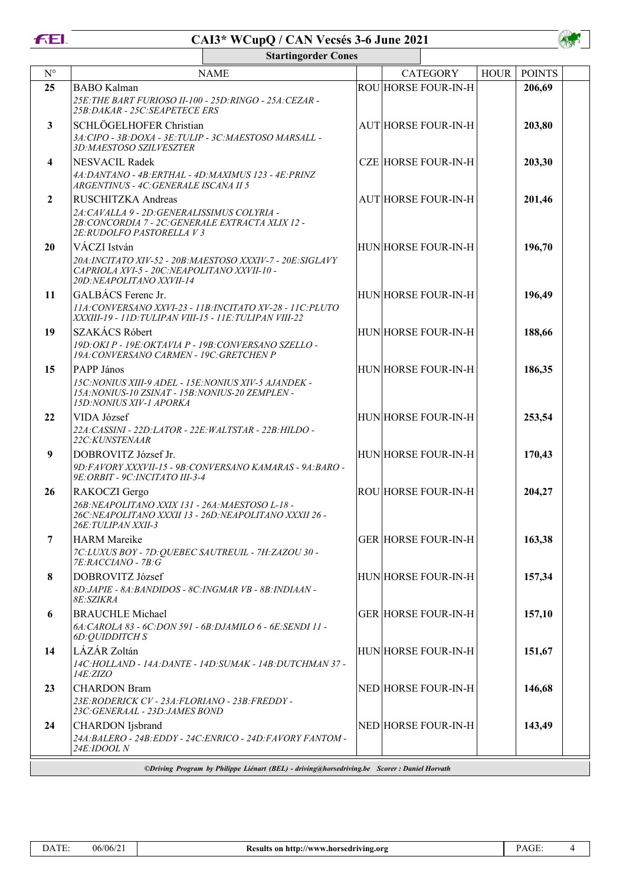# CAI3* WCupQ / CAN Vecsés 3-6 June 2021

## Startingorder Cones

| N° | NAME | | CATEGORY | HOUR | POINTS | |
|---|---|---|---|---|---|---|
| 25 | BABO Kalman<br>*25E:THE BART FURIOSO II-100 - 25D:RINGO - 25A:CEZAR - 25B:DAKAR - 25C:SEAPETECE ERS* | ROU | HORSE FOUR-IN-H | | 206,69 | |
| 3 | SCHLÖGELHOFER Christian<br>*3A:CIPO - 3B:DOXA - 3E:TULIP - 3C:MAESTOSO MARSALL - 3D:MAESTOSO SZILVESZTER* | AUT | HORSE FOUR-IN-H | | 203,80 | |
| 4 | NESVACIL Radek<br>*4A:DANTANO - 4B:ERTHAL - 4D:MAXIMUS 123 - 4E:PRINZ ARGENTINUS - 4C:GENERALE ISCANA II 5* | CZE | HORSE FOUR-IN-H | | 203,30 | |
| 2 | RUSCHITZKA Andreas<br>*2A:CAVALLA 9 - 2D:GENERALISSIMUS COLYRIA - 2B:CONCORDIA 7 - 2C:GENERALE EXTRACTA XLIX 12 - 2E:RUDOLFO PASTORELLA V 3* | AUT | HORSE FOUR-IN-H | | 201,46 | |
| 20 | VÁCZI István<br>*20A:INCITATO XIV-52 - 20B:MAESTOSO XXXIV-7 - 20E:SIGLAVY CAPRIOLA XVI-5 - 20C:NEAPOLITANO XXVII-10 - 20D:NEAPOLITANO XXVII-14* | HUN | HORSE FOUR-IN-H | | 196,70 | |
| 11 | GALBÁCS Ferenc Jr.<br>*11A:CONVERSANO XXVI-23 - 11B:INCITATO XV-28 - 11C:PLUTO XXXIII-19 - 11D:TULIPAN VIII-15 - 11E:TULIPAN VIII-22* | HUN | HORSE FOUR-IN-H | | 196,49 | |
| 19 | SZAKÁCS Róbert<br>*19D:OKI P - 19E:OKTAVIA P - 19B:CONVERSANO SZELLO - 19A:CONVERSANO CARMEN - 19C:GRETCHEN P* | HUN | HORSE FOUR-IN-H | | 188,66 | |
| 15 | PAPP János<br>*15C:NONIUS XIII-9 ADEL - 15E:NONIUS XIV-5 AJANDEK - 15A:NONIUS-10 ZSINAT - 15B:NONIUS-20 ZEMPLEN - 15D:NONIUS XIV-1 APORKA* | HUN | HORSE FOUR-IN-H | | 186,35 | |
| 22 | VIDA József<br>*22A:CASSINI - 22D:LATOR - 22E:WALTSTAR - 22B:HILDO - 22C:KUNSTENAAR* | HUN | HORSE FOUR-IN-H | | 253,54 | |
| 9 | DOBROVITZ József Jr.<br>*9D:FAVORY XXXVII-15 - 9B:CONVERSANO KAMARAS - 9A:BARO - 9E:ORBIT - 9C:INCITATO III-3-4* | HUN | HORSE FOUR-IN-H | | 170,43 | |
| 26 | RAKOCZI Gergo<br>*26B:NEAPOLITANO XXIX 131 - 26A:MAESTOSO L-18 - 26C:NEAPOLITANO XXXII 13 - 26D:NEAPOLITANO XXXII 26 - 26E:TULIPAN XXII-3* | ROU | HORSE FOUR-IN-H | | 204,27 | |
| 7 | HARM Mareike<br>*7C:LUXUS BOY - 7D:QUEBEC SAUTREUIL - 7H:ZAZOU 30 - 7E:RACCIANO - 7B:G* | GER | HORSE FOUR-IN-H | | 163,38 | |
| 8 | DOBROVITZ József<br>*8D:JAPIE - 8A:BANDIDOS - 8C:INGMAR VB - 8B:INDIAAN - 8E:SZIKRA* | HUN | HORSE FOUR-IN-H | | 157,34 | |
| 6 | BRAUCHLE Michael<br>*6A:CAROLA 83 - 6C:DON 591 - 6B:DJAMILO 6 - 6E:SENDI 11 - 6D:QUIDDITCH S* | GER | HORSE FOUR-IN-H | | 157,10 | |
| 14 | LÁZÁR Zoltán<br>*14C:HOLLAND - 14A:DANTE - 14D:SUMAK - 14B:DUTCHMAN 37 - 14E:ZIZO* | HUN | HORSE FOUR-IN-H | | 151,67 | |
| 23 | CHARDON Bram<br>*23E:RODERICK CV - 23A:FLORIANO - 23B:FREDDY - 23C:GENERAAL - 23D:JAMES BOND* | NED | HORSE FOUR-IN-H | | 146,68 | |
| 24 | CHARDON Ijsbrand<br>*24A:BALERO - 24B:EDDY - 24C:ENRICO - 24D:FAVORY FANTOM - 24E:IDOOL N* | NED | HORSE FOUR-IN-H | | 143,49 | |

*©Driving Program by Philippe Liénart (BEL) - driving@horsedriving.be Scorer : Daniel Horvath*

| DATE: | 06/06/21 | Results on http://www.horsedriving.org | PAGE: | 4 |
|---|---|---|---|---|